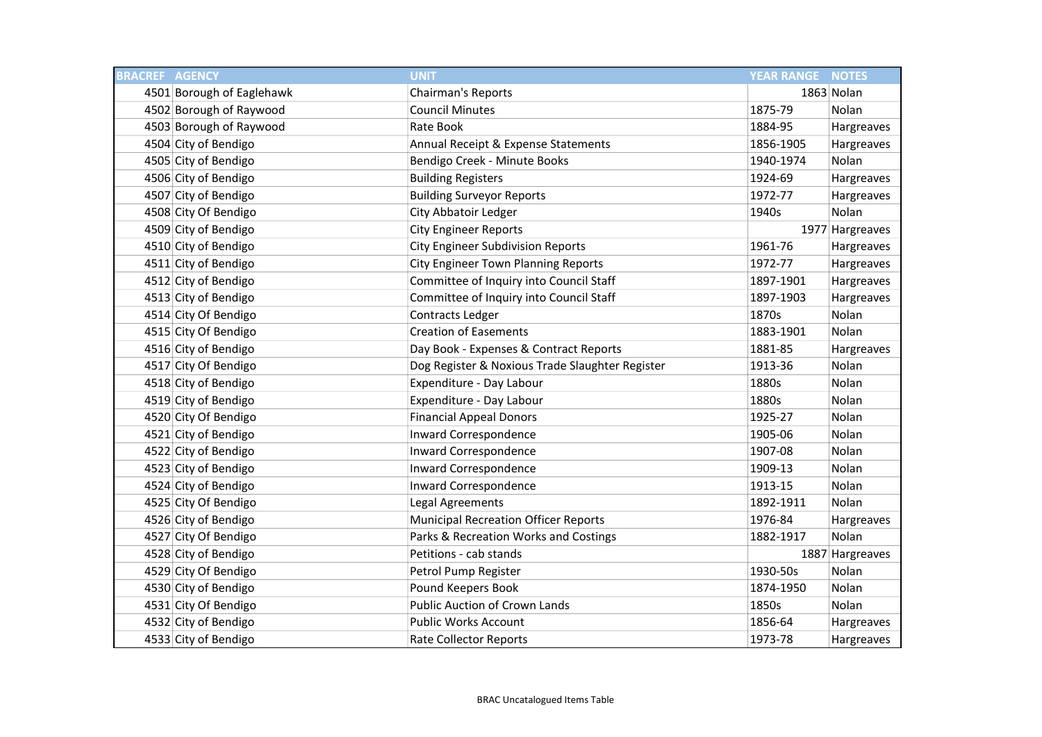| BRACREF | AGENCY | UNIT | YEAR RANGE | NOTES |
|---|---|---|---|---|
| 4501 | Borough of Eaglehawk | Chairman's Reports | 1863 | Nolan |
| 4502 | Borough of Raywood | Council Minutes | 1875-79 | Nolan |
| 4503 | Borough of Raywood | Rate Book | 1884-95 | Hargreaves |
| 4504 | City of Bendigo | Annual Receipt & Expense Statements | 1856-1905 | Hargreaves |
| 4505 | City of Bendigo | Bendigo Creek - Minute Books | 1940-1974 | Nolan |
| 4506 | City of Bendigo | Building Registers | 1924-69 | Hargreaves |
| 4507 | City of Bendigo | Building Surveyor Reports | 1972-77 | Hargreaves |
| 4508 | City Of Bendigo | City Abbatoir Ledger | 1940s | Nolan |
| 4509 | City of Bendigo | City Engineer Reports | 1977 | Hargreaves |
| 4510 | City of Bendigo | City Engineer Subdivision Reports | 1961-76 | Hargreaves |
| 4511 | City of Bendigo | City Engineer Town Planning Reports | 1972-77 | Hargreaves |
| 4512 | City of Bendigo | Committee of Inquiry into Council Staff | 1897-1901 | Hargreaves |
| 4513 | City of Bendigo | Committee of Inquiry into Council Staff | 1897-1903 | Hargreaves |
| 4514 | City Of Bendigo | Contracts Ledger | 1870s | Nolan |
| 4515 | City Of Bendigo | Creation of Easements | 1883-1901 | Nolan |
| 4516 | City of Bendigo | Day Book - Expenses & Contract Reports | 1881-85 | Hargreaves |
| 4517 | City Of Bendigo | Dog Register & Noxious Trade Slaughter Register | 1913-36 | Nolan |
| 4518 | City of Bendigo | Expenditure - Day Labour | 1880s | Nolan |
| 4519 | City of Bendigo | Expenditure - Day Labour | 1880s | Nolan |
| 4520 | City Of Bendigo | Financial Appeal Donors | 1925-27 | Nolan |
| 4521 | City of Bendigo | Inward Correspondence | 1905-06 | Nolan |
| 4522 | City of Bendigo | Inward Correspondence | 1907-08 | Nolan |
| 4523 | City of Bendigo | Inward Correspondence | 1909-13 | Nolan |
| 4524 | City of Bendigo | Inward Correspondence | 1913-15 | Nolan |
| 4525 | City Of Bendigo | Legal Agreements | 1892-1911 | Nolan |
| 4526 | City of Bendigo | Municipal Recreation Officer Reports | 1976-84 | Hargreaves |
| 4527 | City Of Bendigo | Parks & Recreation Works and Costings | 1882-1917 | Nolan |
| 4528 | City of Bendigo | Petitions - cab stands | 1887 | Hargreaves |
| 4529 | City Of Bendigo | Petrol Pump Register | 1930-50s | Nolan |
| 4530 | City of Bendigo | Pound Keepers Book | 1874-1950 | Nolan |
| 4531 | City Of Bendigo | Public Auction of Crown Lands | 1850s | Nolan |
| 4532 | City of Bendigo | Public Works Account | 1856-64 | Hargreaves |
| 4533 | City of Bendigo | Rate Collector Reports | 1973-78 | Hargreaves |

BRAC Uncatalogued Items Table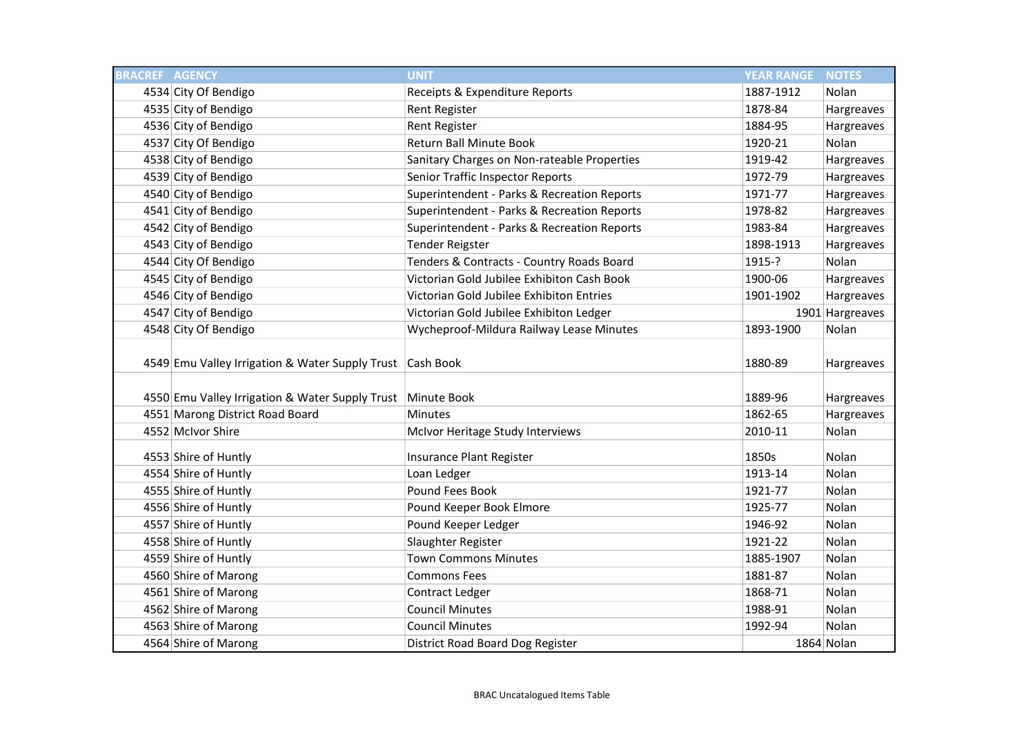| BRACREF | AGENCY | UNIT | YEAR RANGE | NOTES |
|---|---|---|---|---|
| 4534 | City Of Bendigo | Receipts & Expenditure Reports | 1887-1912 | Nolan |
| 4535 | City of Bendigo | Rent Register | 1878-84 | Hargreaves |
| 4536 | City of Bendigo | Rent Register | 1884-95 | Hargreaves |
| 4537 | City Of Bendigo | Return Ball Minute Book | 1920-21 | Nolan |
| 4538 | City of Bendigo | Sanitary Charges on Non-rateable Properties | 1919-42 | Hargreaves |
| 4539 | City of Bendigo | Senior Traffic Inspector Reports | 1972-79 | Hargreaves |
| 4540 | City of Bendigo | Superintendent - Parks & Recreation Reports | 1971-77 | Hargreaves |
| 4541 | City of Bendigo | Superintendent - Parks & Recreation Reports | 1978-82 | Hargreaves |
| 4542 | City of Bendigo | Superintendent - Parks & Recreation Reports | 1983-84 | Hargreaves |
| 4543 | City of Bendigo | Tender Reigster | 1898-1913 | Hargreaves |
| 4544 | City Of Bendigo | Tenders & Contracts - Country Roads Board | 1915-? | Nolan |
| 4545 | City of Bendigo | Victorian Gold Jubilee Exhibiton Cash Book | 1900-06 | Hargreaves |
| 4546 | City of Bendigo | Victorian Gold Jubilee Exhibiton Entries | 1901-1902 | Hargreaves |
| 4547 | City of Bendigo | Victorian Gold Jubilee Exhibiton Ledger | 1901 | Hargreaves |
| 4548 | City Of Bendigo | Wycheproof-Mildura Railway Lease Minutes | 1893-1900 | Nolan |
| 4549 | Emu Valley Irrigation & Water Supply Trust | Cash Book | 1880-89 | Hargreaves |
| 4550 | Emu Valley Irrigation & Water Supply Trust | Minute Book | 1889-96 | Hargreaves |
| 4551 | Marong District Road Board | Minutes | 1862-65 | Hargreaves |
| 4552 | McIvor Shire | McIvor Heritage Study Interviews | 2010-11 | Nolan |
| 4553 | Shire of Huntly | Insurance Plant Register | 1850s | Nolan |
| 4554 | Shire of Huntly | Loan Ledger | 1913-14 | Nolan |
| 4555 | Shire of Huntly | Pound Fees Book | 1921-77 | Nolan |
| 4556 | Shire of Huntly | Pound Keeper Book Elmore | 1925-77 | Nolan |
| 4557 | Shire of Huntly | Pound Keeper Ledger | 1946-92 | Nolan |
| 4558 | Shire of Huntly | Slaughter Register | 1921-22 | Nolan |
| 4559 | Shire of Huntly | Town Commons Minutes | 1885-1907 | Nolan |
| 4560 | Shire of Marong | Commons Fees | 1881-87 | Nolan |
| 4561 | Shire of Marong | Contract Ledger | 1868-71 | Nolan |
| 4562 | Shire of Marong | Council Minutes | 1988-91 | Nolan |
| 4563 | Shire of Marong | Council Minutes | 1992-94 | Nolan |
| 4564 | Shire of Marong | District Road Board Dog Register | 1864 | Nolan |

BRAC Uncatalogued Items Table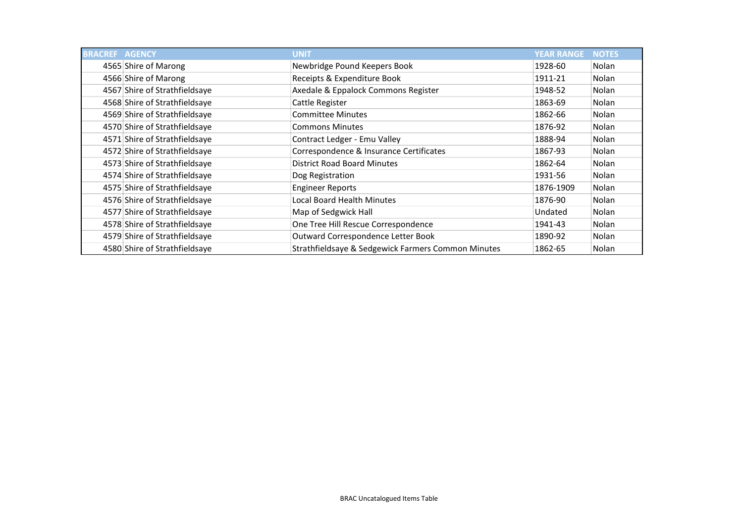| BRACREF | AGENCY | UNIT | YEAR RANGE | NOTES |
|---|---|---|---|---|
| 4565 | Shire of Marong | Newbridge Pound Keepers Book | 1928-60 | Nolan |
| 4566 | Shire of Marong | Receipts & Expenditure Book | 1911-21 | Nolan |
| 4567 | Shire of Strathfieldsaye | Axedale & Eppalock Commons Register | 1948-52 | Nolan |
| 4568 | Shire of Strathfieldsaye | Cattle Register | 1863-69 | Nolan |
| 4569 | Shire of Strathfieldsaye | Committee Minutes | 1862-66 | Nolan |
| 4570 | Shire of Strathfieldsaye | Commons Minutes | 1876-92 | Nolan |
| 4571 | Shire of Strathfieldsaye | Contract Ledger - Emu Valley | 1888-94 | Nolan |
| 4572 | Shire of Strathfieldsaye | Correspondence & Insurance Certificates | 1867-93 | Nolan |
| 4573 | Shire of Strathfieldsaye | District Road Board Minutes | 1862-64 | Nolan |
| 4574 | Shire of Strathfieldsaye | Dog Registration | 1931-56 | Nolan |
| 4575 | Shire of Strathfieldsaye | Engineer Reports | 1876-1909 | Nolan |
| 4576 | Shire of Strathfieldsaye | Local Board Health Minutes | 1876-90 | Nolan |
| 4577 | Shire of Strathfieldsaye | Map of Sedgwick Hall | Undated | Nolan |
| 4578 | Shire of Strathfieldsaye | One Tree Hill Rescue Correspondence | 1941-43 | Nolan |
| 4579 | Shire of Strathfieldsaye | Outward Correspondence Letter Book | 1890-92 | Nolan |
| 4580 | Shire of Strathfieldsaye | Strathfieldsaye & Sedgewick Farmers Common Minutes | 1862-65 | Nolan |